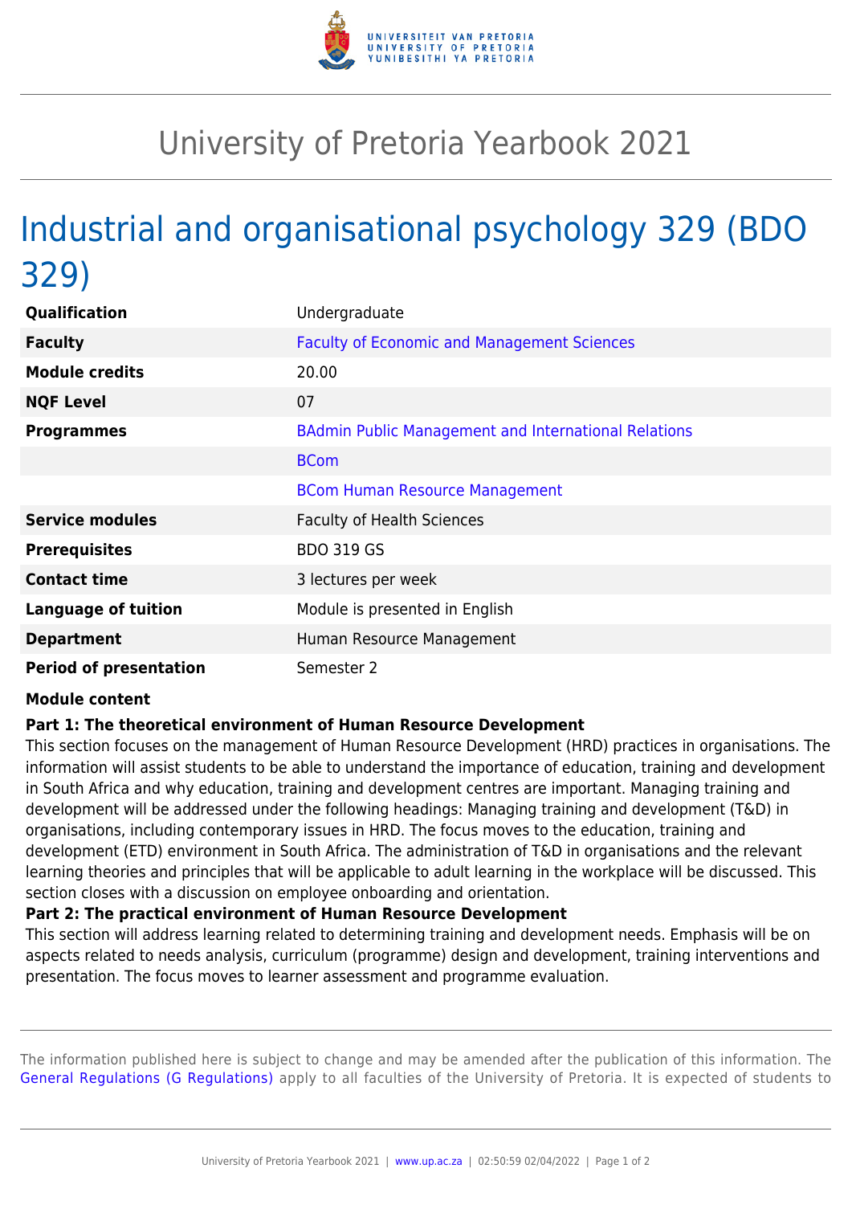# University of Pretoria Yearbook 2021

## Industrial and organisational psychology 329 (BDO 329)

| | |
|---|---|
| **Qualification** | Undergraduate |
| **Faculty** | Faculty of Economic and Management Sciences |
| **Module credits** | 20.00 |
| **NQF Level** | 07 |
| **Programmes** | BAdmin Public Management and International Relations |
| | BCom |
| | BCom Human Resource Management |
| **Service modules** | Faculty of Health Sciences |
| **Prerequisites** | BDO 319 GS |
| **Contact time** | 3 lectures per week |
| **Language of tuition** | Module is presented in English |
| **Department** | Human Resource Management |
| **Period of presentation** | Semester 2 |

**Module content**

**Part 1: The theoretical environment of Human Resource Development**

This section focuses on the management of Human Resource Development (HRD) practices in organisations. The information will assist students to be able to understand the importance of education, training and development in South Africa and why education, training and development centres are important. Managing training and development will be addressed under the following headings: Managing training and development (T&D) in organisations, including contemporary issues in HRD. The focus moves to the education, training and development (ETD) environment in South Africa. The administration of T&D in organisations and the relevant learning theories and principles that will be applicable to adult learning in the workplace will be discussed. This section closes with a discussion on employee onboarding and orientation.

**Part 2: The practical environment of Human Resource Development**

This section will address learning related to determining training and development needs. Emphasis will be on aspects related to needs analysis, curriculum (programme) design and development, training interventions and presentation. The focus moves to learner assessment and programme evaluation.

The information published here is subject to change and may be amended after the publication of this information. The General Regulations (G Regulations) apply to all faculties of the University of Pretoria. It is expected of students to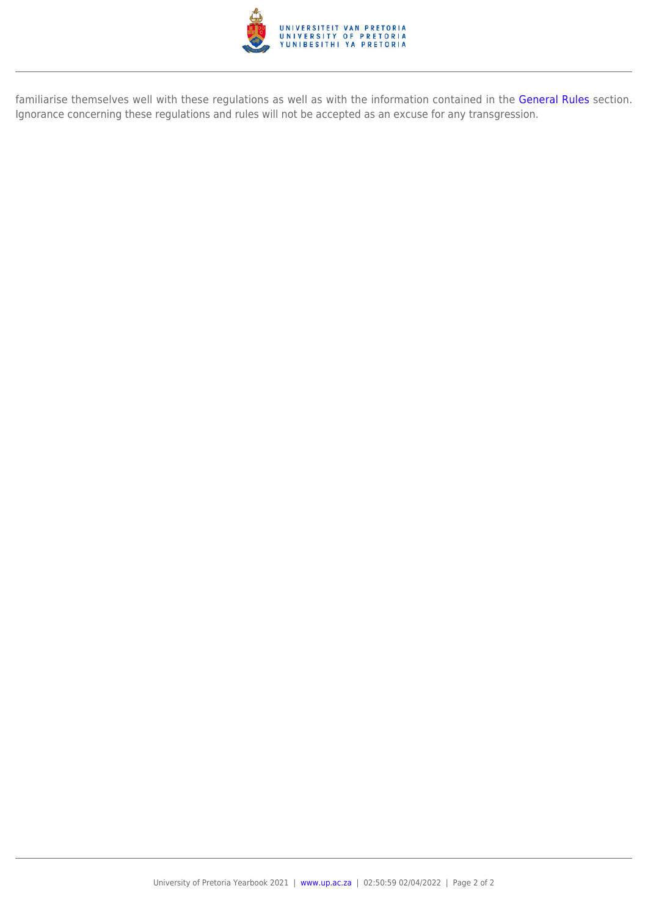familiarise themselves well with these regulations as well as with the information contained in the General Rules section. Ignorance concerning these regulations and rules will not be accepted as an excuse for any transgression.